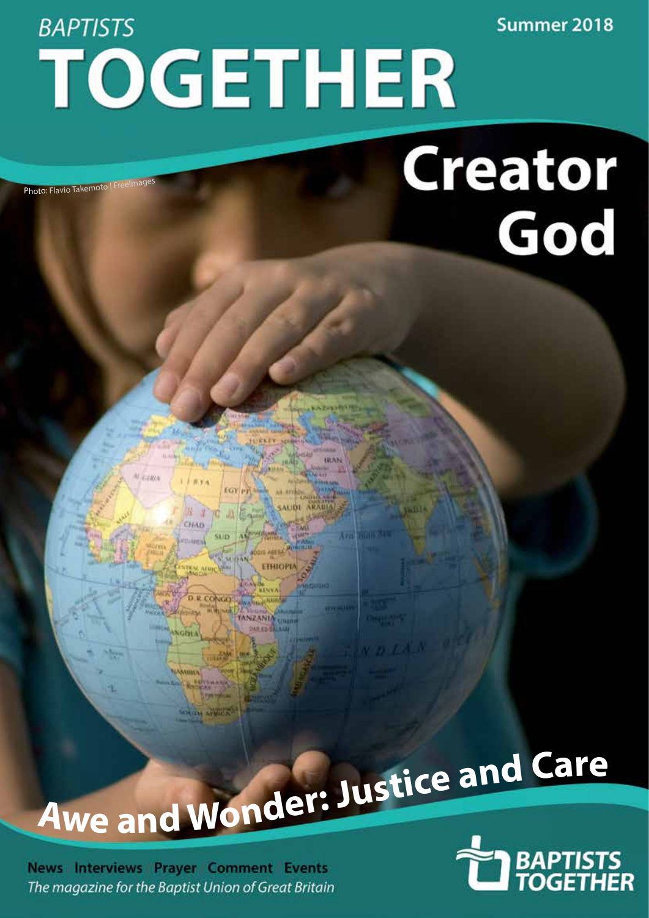BAPTISTS

# TOGETHER

Summer 2018

# Creator God

Photo: Flavio Takemoto | FreeImages

## Awe and Wonder: Justice and Care

News | Interviews | Prayer | Comment | Events

*The magazine for the Baptist Union of Great Britain*

BAPTISTS TOGETHER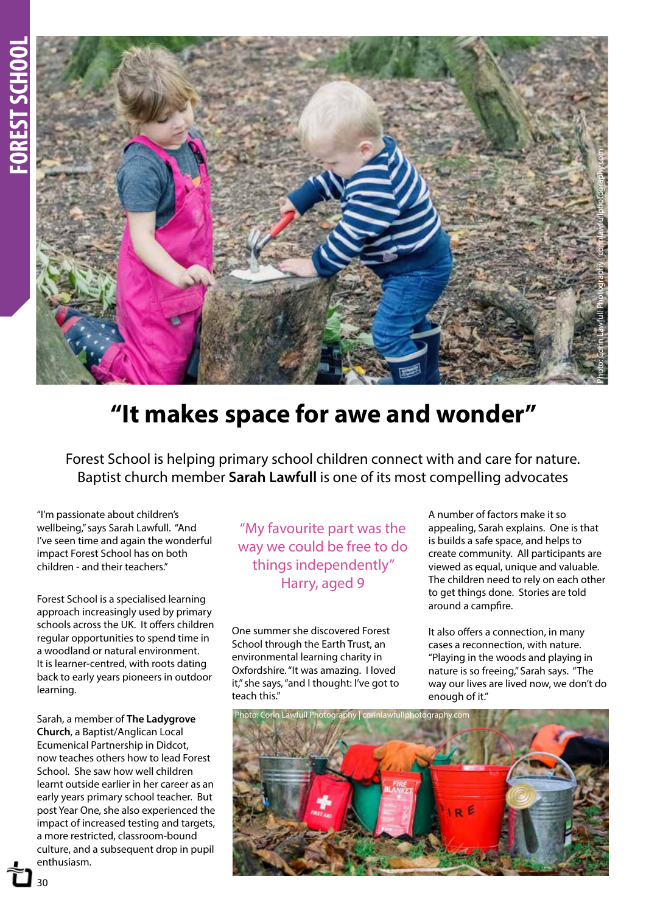# "It makes space for awe and wonder"

Forest School is helping primary school children connect with and care for nature. Baptist church member **Sarah Lawfull** is one of its most compelling advocates

"I'm passionate about children's wellbeing," says Sarah Lawfull. "And I've seen time and again the wonderful impact Forest School has on both children - and their teachers."

Forest School is a specialised learning approach increasingly used by primary schools across the UK. It offers children regular opportunities to spend time in a woodland or natural environment. It is learner-centred, with roots dating back to early years pioneers in outdoor learning.

Sarah, a member of **The Ladygrove Church**, a Baptist/Anglican Local Ecumenical Partnership in Didcot, now teaches others how to lead Forest School. She saw how well children learnt outside earlier in her career as an early years primary school teacher. But post Year One, she also experienced the impact of increased testing and targets, a more restricted, classroom-bound culture, and a subsequent drop in pupil enthusiasm.

"My favourite part was the way we could be free to do things independently"
Harry, aged 9

One summer she discovered Forest School through the Earth Trust, an environmental learning charity in Oxfordshire. "It was amazing. I loved it," she says, "and I thought: I've got to teach this."

A number of factors make it so appealing, Sarah explains. One is that is builds a safe space, and helps to create community. All participants are viewed as equal, unique and valuable. The children need to rely on each other to get things done. Stories are told around a campfire.

It also offers a connection, in many cases a reconnection, with nature. "Playing in the woods and playing in nature is so freeing," Sarah says. "The way our lives are lived now, we don't do enough of it."

Photo: Corin Lawfull Photography | corinlawfullphotography.com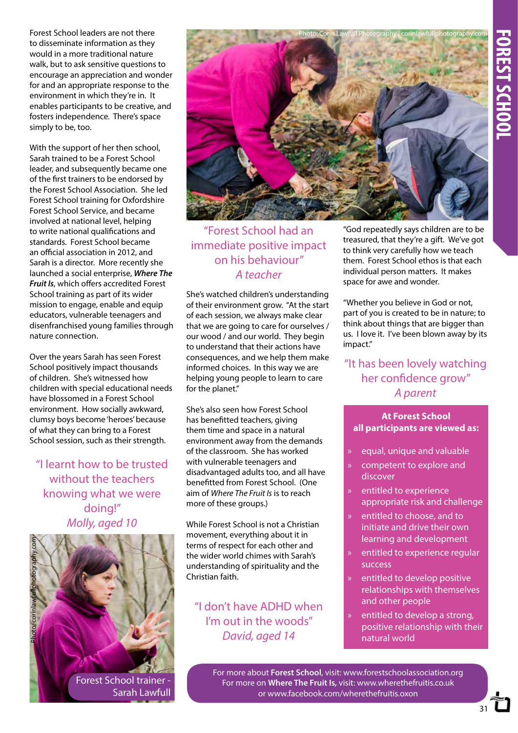Forest School leaders are not there to disseminate information as they would in a more traditional nature walk, but to ask sensitive questions to encourage an appreciation and wonder for and an appropriate response to the environment in which they're in. It enables participants to be creative, and fosters independence. There's space simply to be, too.

With the support of her then school, Sarah trained to be a Forest School leader, and subsequently became one of the first trainers to be endorsed by the Forest School Association. She led Forest School training for Oxfordshire Forest School Service, and became involved at national level, helping to write national qualifications and standards. Forest School became an official association in 2012, and Sarah is a director. More recently she launched a social enterprise, ***Where The Fruit Is***, which offers accredited Forest School training as part of its wider mission to engage, enable and equip educators, vulnerable teenagers and disenfranchised young families through nature connection.

Over the years Sarah has seen Forest School positively impact thousands of children. She's witnessed how children with special educational needs have blossomed in a Forest School environment. How socially awkward, clumsy boys become 'heroes' because of what they can bring to a Forest School session, such as their strength.

"I learnt how to be trusted without the teachers knowing what we were doing!"
*Molly, aged 10*

Photo: corinlawfullphotography.com

Forest School trainer - Sarah Lawfull

Photo: Corin Lawfull Photography | corinlawfullphotography.com

"Forest School had an immediate positive impact on his behaviour"
*A teacher*

She's watched children's understanding of their environment grow. "At the start of each session, we always make clear that we are going to care for ourselves / our wood / and our world. They begin to understand that their actions have consequences, and we help them make informed choices. In this way we are helping young people to learn to care for the planet."

She's also seen how Forest School has benefitted teachers, giving them time and space in a natural environment away from the demands of the classroom. She has worked with vulnerable teenagers and disadvantaged adults too, and all have benefitted from Forest School. (One aim of *Where The Fruit Is* is to reach more of these groups.)

While Forest School is not a Christian movement, everything about it in terms of respect for each other and the wider world chimes with Sarah's understanding of spirituality and the Christian faith.

"I don't have ADHD when I'm out in the woods"
*David, aged 14*

"God repeatedly says children are to be treasured, that they're a gift. We've got to think very carefully how we teach them. Forest School ethos is that each individual person matters. It makes space for awe and wonder.

"Whether you believe in God or not, part of you is created to be in nature; to think about things that are bigger than us. I love it. I've been blown away by its impact."

"It has been lovely watching her confidence grow"
*A parent*

**At Forest School all participants are viewed as:**

- equal, unique and valuable
- competent to explore and discover
- entitled to experience appropriate risk and challenge
- entitled to choose, and to initiate and drive their own learning and development
- entitled to experience regular success
- entitled to develop positive relationships with themselves and other people
- entitled to develop a strong, positive relationship with their natural world

For more about **Forest School**, visit: www.forestschoolassociation.org
For more on **Where The Fruit Is**, visit: www.wherethefruitis.co.uk
or www.facebook.com/wherethefruitis.oxon